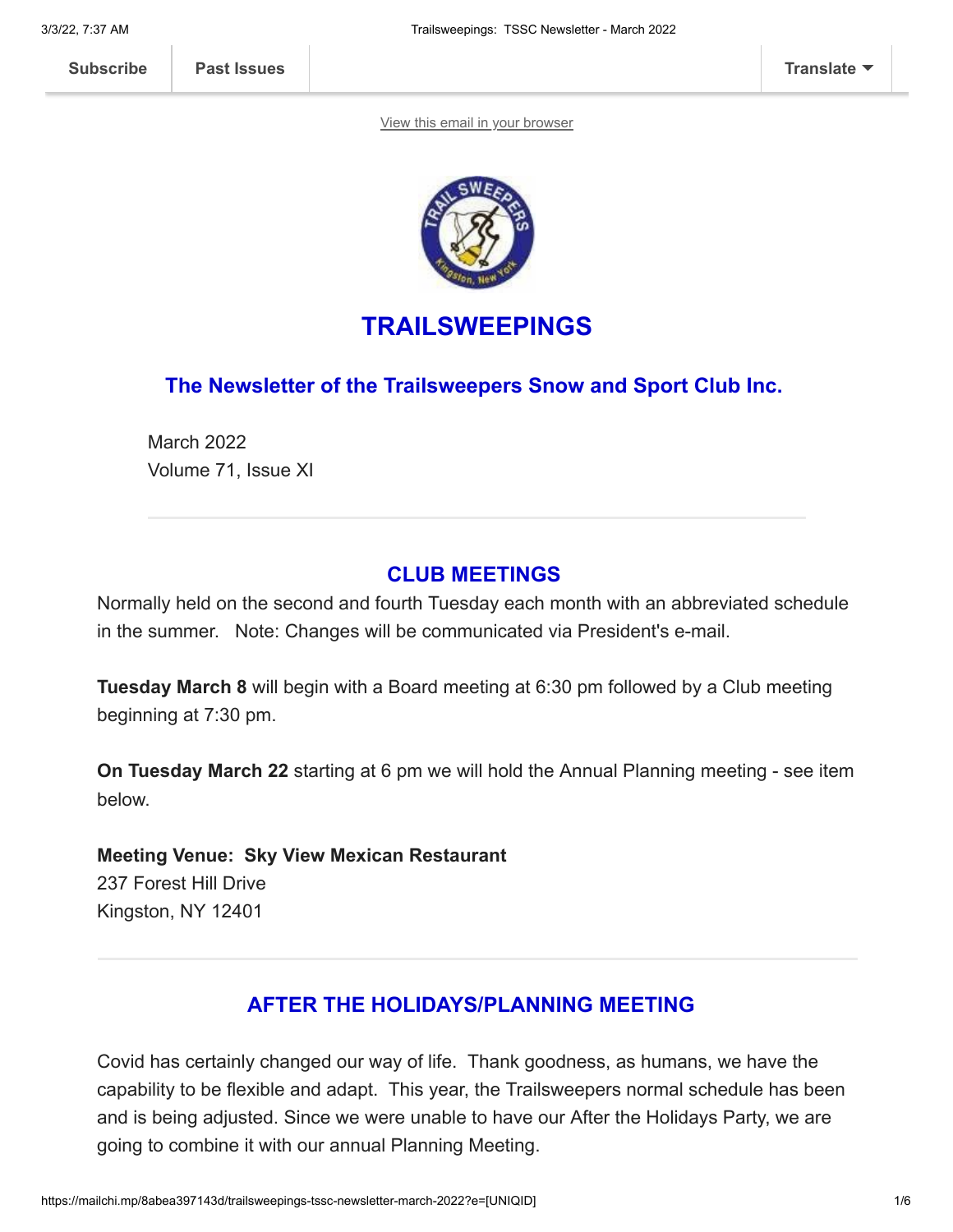# TRAILSWEEPINGS

## The Newsletter of the Trailsweepers Snow and Sport Club Inc.

March 2022
Volume 71, Issue XI

---

### CLUB MEETINGS

Normally held on the second and fourth Tuesday each month with an abbreviated schedule in the summer. Note: Changes will be communicated via President's e-mail.

**Tuesday March 8** will begin with a Board meeting at 6:30 pm followed by a Club meeting beginning at 7:30 pm.

**On Tuesday March 22** starting at 6 pm we will hold the Annual Planning meeting - see item below.

**Meeting Venue: Sky View Mexican Restaurant**
237 Forest Hill Drive
Kingston, NY 12401

---

### AFTER THE HOLIDAYS/PLANNING MEETING

Covid has certainly changed our way of life. Thank goodness, as humans, we have the capability to be flexible and adapt. This year, the Trailsweepers normal schedule has been and is being adjusted. Since we were unable to have our After the Holidays Party, we are going to combine it with our annual Planning Meeting.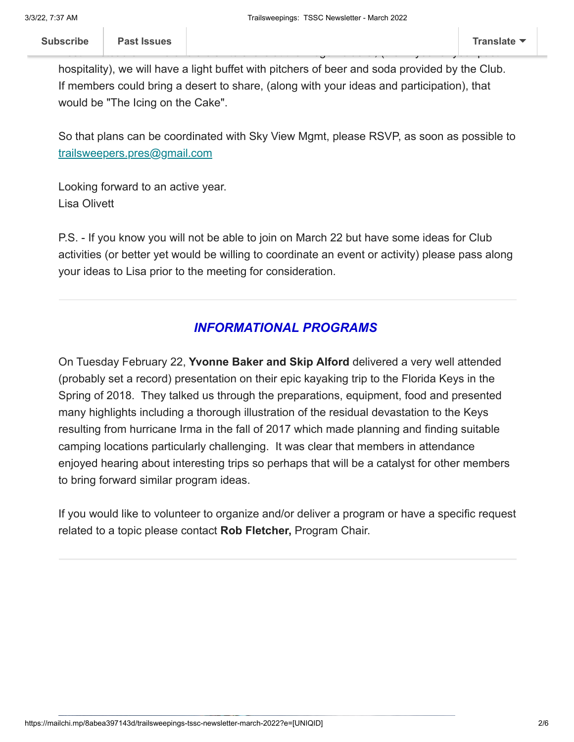hospitality), we will have a light buffet with pitchers of beer and soda provided by the Club. If members could bring a desert to share, (along with your ideas and participation), that would be "The Icing on the Cake".

So that plans can be coordinated with Sky View Mgmt, please RSVP, as soon as possible to trailsweepers.pres@gmail.com

Looking forward to an active year.
Lisa Olivett

P.S. - If you know you will not be able to join on March 22 but have some ideas for Club activities (or better yet would be willing to coordinate an event or activity) please pass along your ideas to Lisa prior to the meeting for consideration.

---

## ***INFORMATIONAL PROGRAMS***

On Tuesday February 22, **Yvonne Baker and Skip Alford** delivered a very well attended (probably set a record) presentation on their epic kayaking trip to the Florida Keys in the Spring of 2018. They talked us through the preparations, equipment, food and presented many highlights including a thorough illustration of the residual devastation to the Keys resulting from hurricane Irma in the fall of 2017 which made planning and finding suitable camping locations particularly challenging. It was clear that members in attendance enjoyed hearing about interesting trips so perhaps that will be a catalyst for other members to bring forward similar program ideas.

If you would like to volunteer to organize and/or deliver a program or have a specific request related to a topic please contact **Rob Fletcher,** Program Chair.

---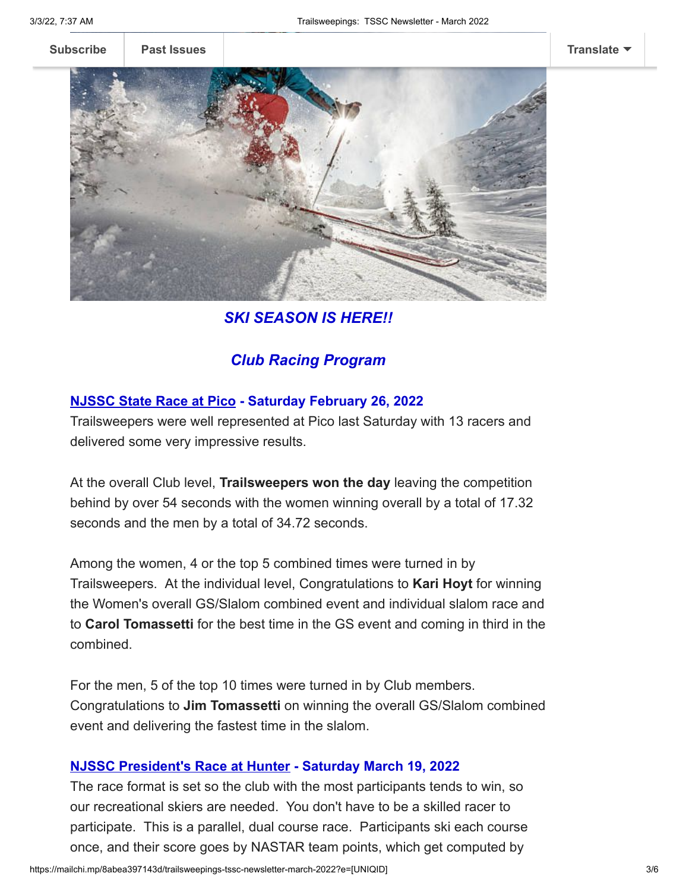## *SKI SEASON IS HERE!!*

## *Club Racing Program*

### NJSSC State Race at Pico - Saturday February 26, 2022

Trailsweepers were well represented at Pico last Saturday with 13 racers and delivered some very impressive results.

At the overall Club level, **Trailsweepers won the day** leaving the competition behind by over 54 seconds with the women winning overall by a total of 17.32 seconds and the men by a total of 34.72 seconds.

Among the women, 4 or the top 5 combined times were turned in by Trailsweepers. At the individual level, Congratulations to **Kari Hoyt** for winning the Women's overall GS/Slalom combined event and individual slalom race and to **Carol Tomassetti** for the best time in the GS event and coming in third in the combined.

For the men, 5 of the top 10 times were turned in by Club members. Congratulations to **Jim Tomassetti** on winning the overall GS/Slalom combined event and delivering the fastest time in the slalom.

### NJSSC President's Race at Hunter - Saturday March 19, 2022

The race format is set so the club with the most participants tends to win, so our recreational skiers are needed. You don't have to be a skilled racer to participate. This is a parallel, dual course race. Participants ski each course once, and their score goes by NASTAR team points, which get computed by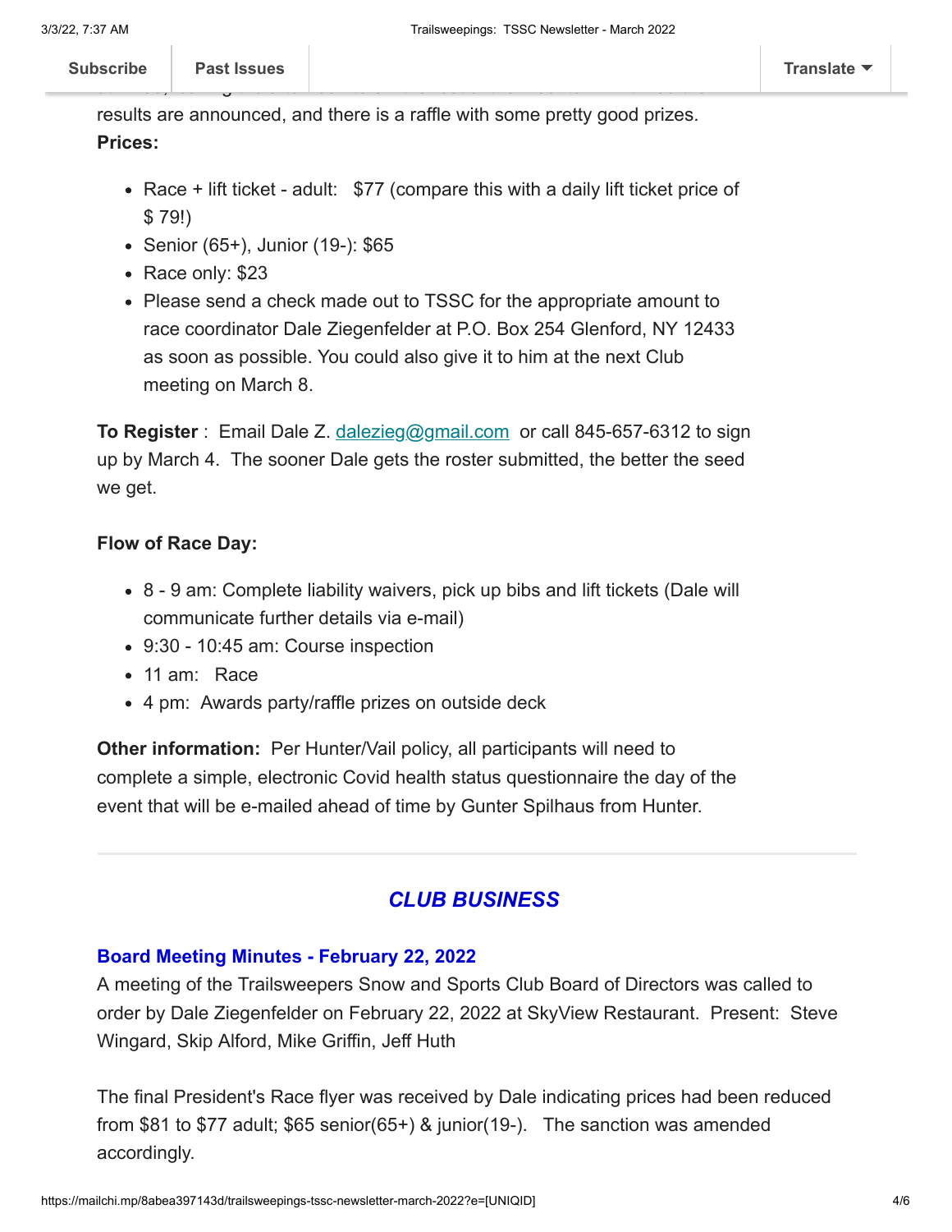results are announced, and there is a raffle with some pretty good prizes.

**Prices:**

- Race + lift ticket - adult: $77 (compare this with a daily lift ticket price of $ 79!)
- Senior (65+), Junior (19-): $65
- Race only: $23
- Please send a check made out to TSSC for the appropriate amount to race coordinator Dale Ziegenfelder at P.O. Box 254 Glenford, NY 12433 as soon as possible. You could also give it to him at the next Club meeting on March 8.

**To Register** : Email Dale Z. dalezieg@gmail.com or call 845-657-6312 to sign up by March 4. The sooner Dale gets the roster submitted, the better the seed we get.

**Flow of Race Day:**

- 8 - 9 am: Complete liability waivers, pick up bibs and lift tickets (Dale will communicate further details via e-mail)
- 9:30 - 10:45 am: Course inspection
- 11 am: Race
- 4 pm: Awards party/raffle prizes on outside deck

**Other information:** Per Hunter/Vail policy, all participants will need to complete a simple, electronic Covid health status questionnaire the day of the event that will be e-mailed ahead of time by Gunter Spilhaus from Hunter.

---

## *CLUB BUSINESS*

### Board Meeting Minutes - February 22, 2022

A meeting of the Trailsweepers Snow and Sports Club Board of Directors was called to order by Dale Ziegenfelder on February 22, 2022 at SkyView Restaurant. Present: Steve Wingard, Skip Alford, Mike Griffin, Jeff Huth

The final President's Race flyer was received by Dale indicating prices had been reduced from $81 to $77 adult; $65 senior(65+) & junior(19-). The sanction was amended accordingly.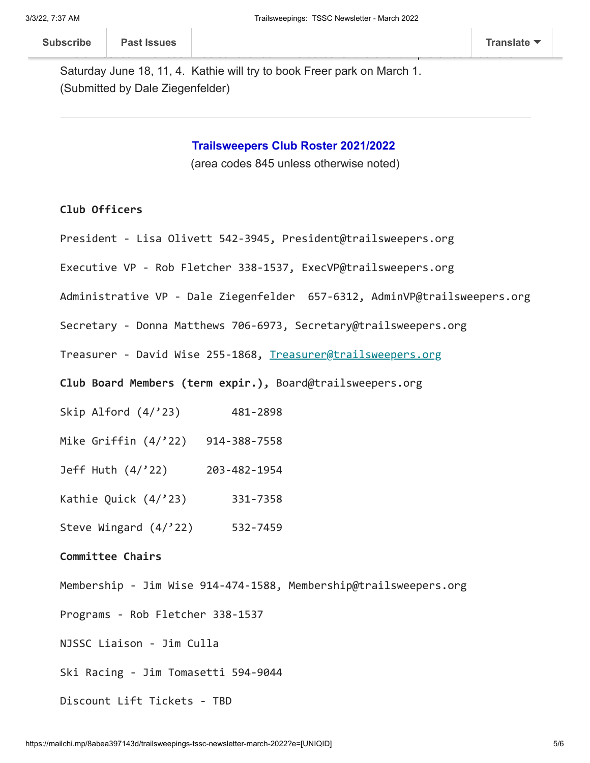Saturday June 18, 11, 4. Kathie will try to book Freer park on March 1.
(Submitted by Dale Ziegenfelder)

---

## Trailsweepers Club Roster 2021/2022

(area codes 845 unless otherwise noted)

**Club Officers**

President - Lisa Olivett 542-3945, President@trailsweepers.org

Executive VP - Rob Fletcher 338-1537, ExecVP@trailsweepers.org

Administrative VP - Dale Ziegenfelder 657-6312, AdminVP@trailsweepers.org

Secretary - Donna Matthews 706-6973, Secretary@trailsweepers.org

Treasurer - David Wise 255-1868, Treasurer@trailsweepers.org

**Club Board Members (term expir.),** Board@trailsweepers.org

Skip Alford (4/’23) 481-2898

Mike Griffin (4/’22) 914-388-7558

Jeff Huth (4/’22) 203-482-1954

Kathie Quick (4/’23) 331-7358

Steve Wingard (4/’22) 532-7459

**Committee Chairs**

Membership - Jim Wise 914-474-1588, Membership@trailsweepers.org

Programs - Rob Fletcher 338-1537

NJSSC Liaison - Jim Culla

Ski Racing - Jim Tomasetti 594-9044

Discount Lift Tickets - TBD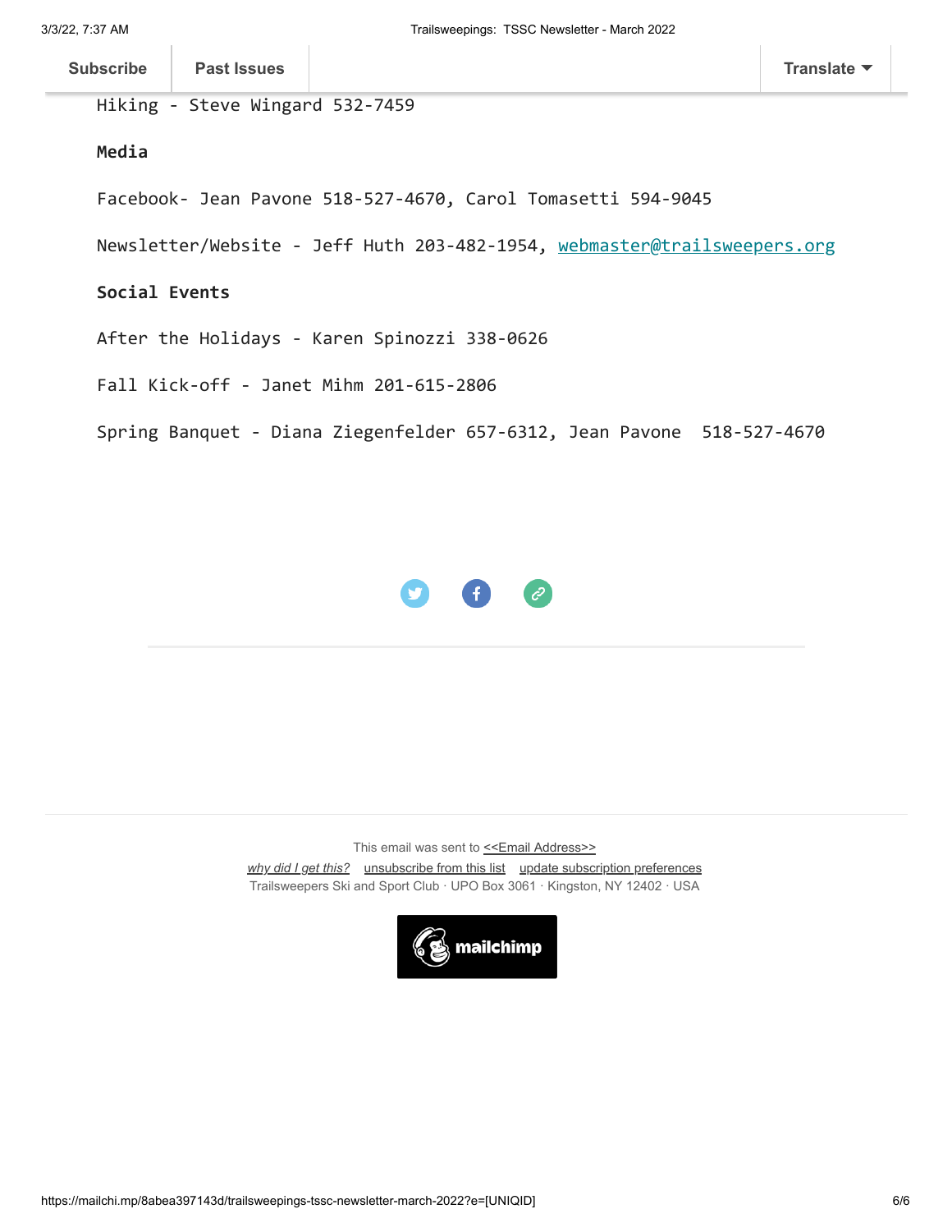Hiking - Steve Wingard 532-7459

**Media**

Facebook- Jean Pavone 518-527-4670, Carol Tomasetti 594-9045

Newsletter/Website - Jeff Huth 203-482-1954, webmaster@trailsweepers.org

**Social Events**

After the Holidays - Karen Spinozzi 338-0626

Fall Kick-off - Janet Mihm 201-615-2806

Spring Banquet - Diana Ziegenfelder 657-6312, Jean Pavone 518-527-4670

This email was sent to <<Email Address>>

*why did I get this?* unsubscribe from this list update subscription preferences

Trailsweepers Ski and Sport Club · UPO Box 3061 · Kingston, NY 12402 · USA